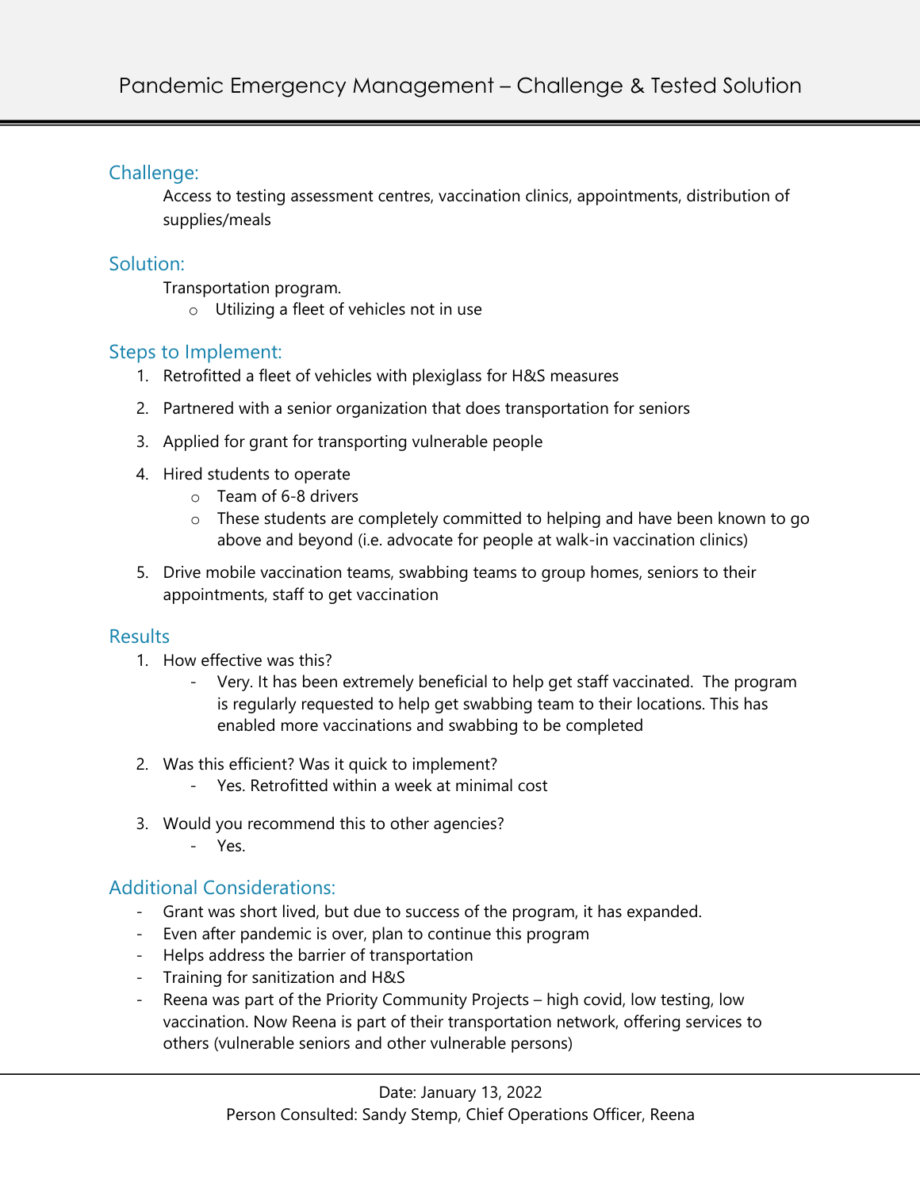# Pandemic Emergency Management – Challenge & Tested Solution

## Challenge:

Access to testing assessment centres, vaccination clinics, appointments, distribution of supplies/meals

## Solution:

Transportation program.

- Utilizing a fleet of vehicles not in use

## Steps to Implement:

1. Retrofitted a fleet of vehicles with plexiglass for H&S measures
2. Partnered with a senior organization that does transportation for seniors
3. Applied for grant for transporting vulnerable people
4. Hired students to operate
   - Team of 6-8 drivers
   - These students are completely committed to helping and have been known to go above and beyond (i.e. advocate for people at walk-in vaccination clinics)
5. Drive mobile vaccination teams, swabbing teams to group homes, seniors to their appointments, staff to get vaccination

## Results

1. How effective was this?
   - Very. It has been extremely beneficial to help get staff vaccinated. The program is regularly requested to help get swabbing team to their locations. This has enabled more vaccinations and swabbing to be completed
2. Was this efficient? Was it quick to implement?
   - Yes. Retrofitted within a week at minimal cost
3. Would you recommend this to other agencies?
   - Yes.

## Additional Considerations:

- Grant was short lived, but due to success of the program, it has expanded.
- Even after pandemic is over, plan to continue this program
- Helps address the barrier of transportation
- Training for sanitization and H&S
- Reena was part of the Priority Community Projects – high covid, low testing, low vaccination. Now Reena is part of their transportation network, offering services to others (vulnerable seniors and other vulnerable persons)

Date: January 13, 2022
Person Consulted: Sandy Stemp, Chief Operations Officer, Reena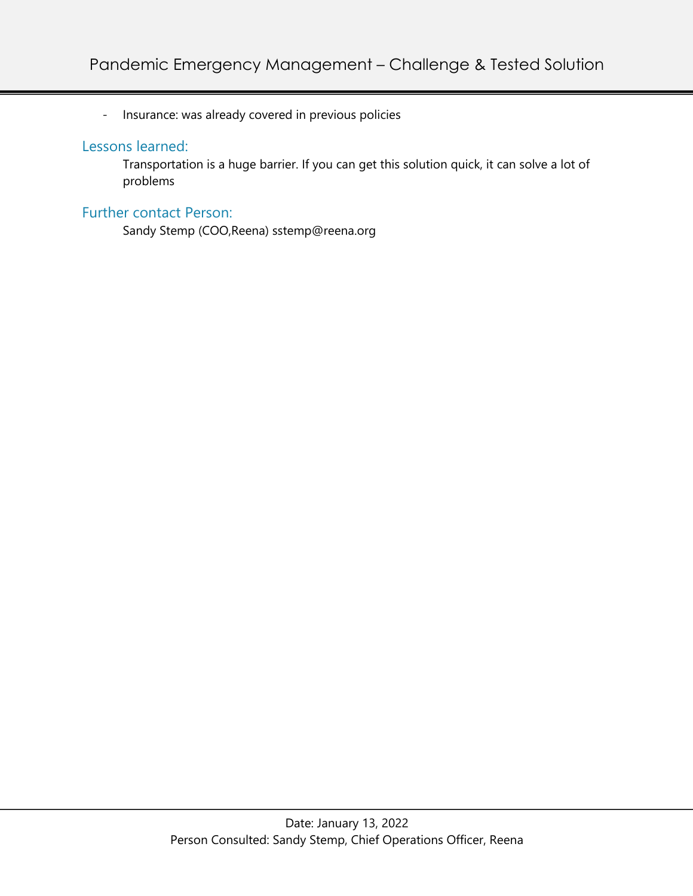- Insurance: was already covered in previous policies

## Lessons learned:

Transportation is a huge barrier. If you can get this solution quick, it can solve a lot of problems

## Further contact Person:

Sandy Stemp (COO,Reena) sstemp@reena.org